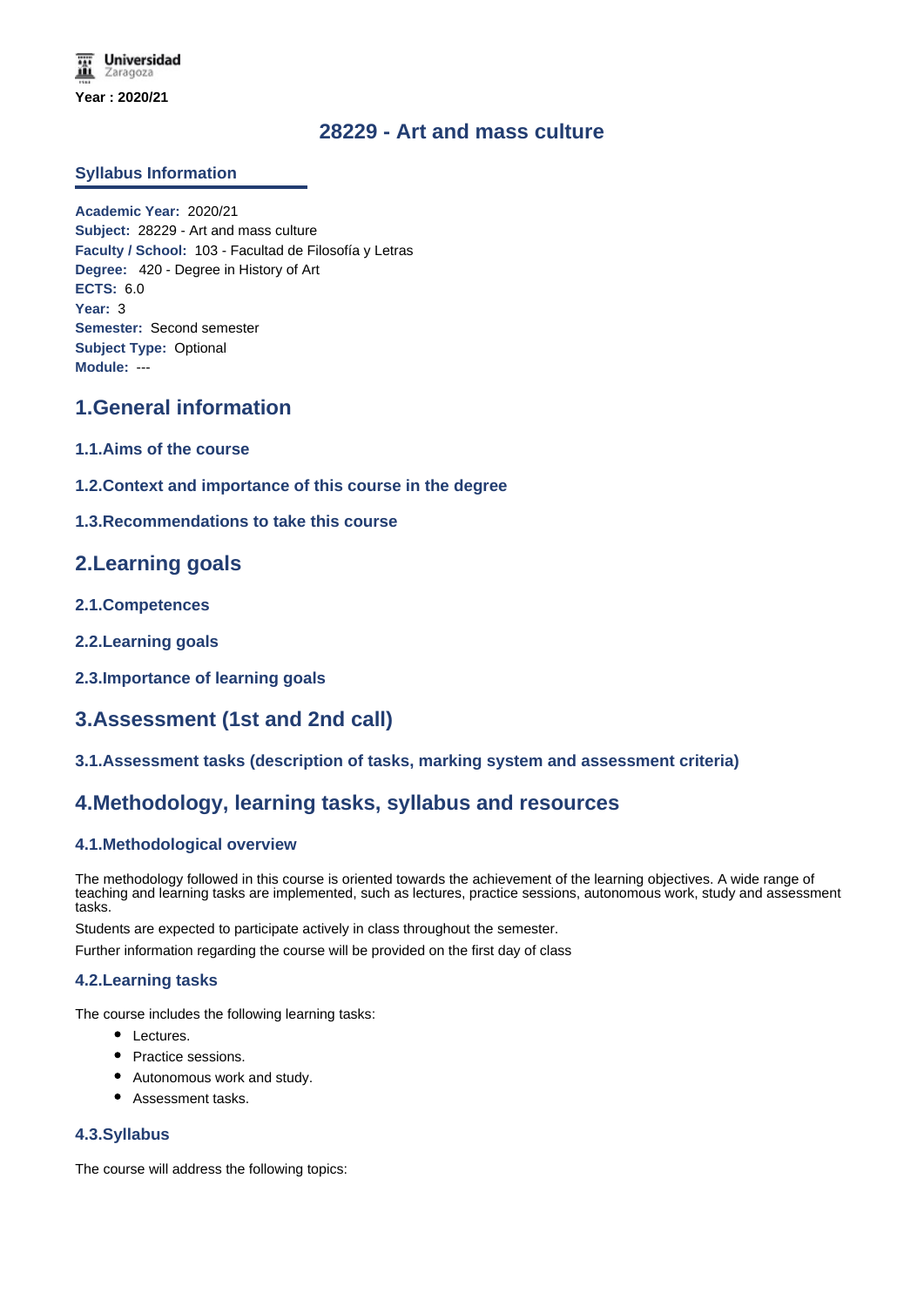**Year : 2020/21**

# 28229 - Art and mass culture

## Syllabus Information

**Academic Year:** 2020/21
**Subject:** 28229 - Art and mass culture
**Faculty / School:** 103 - Facultad de Filosofía y Letras
**Degree:** 420 - Degree in History of Art
**ECTS:** 6.0
**Year:** 3
**Semester:** Second semester
**Subject Type:** Optional
**Module:** ---

## 1.General information

### 1.1.Aims of the course

### 1.2.Context and importance of this course in the degree

### 1.3.Recommendations to take this course

## 2.Learning goals

### 2.1.Competences

### 2.2.Learning goals

### 2.3.Importance of learning goals

## 3.Assessment (1st and 2nd call)

### 3.1.Assessment tasks (description of tasks, marking system and assessment criteria)

## 4.Methodology, learning tasks, syllabus and resources

### 4.1.Methodological overview

The methodology followed in this course is oriented towards the achievement of the learning objectives. A wide range of teaching and learning tasks are implemented, such as lectures, practice sessions, autonomous work, study and assessment tasks.

Students are expected to participate actively in class throughout the semester.

Further information regarding the course will be provided on the first day of class

### 4.2.Learning tasks

The course includes the following learning tasks:

- Lectures.
- Practice sessions.
- Autonomous work and study.
- Assessment tasks.

### 4.3.Syllabus

The course will address the following topics: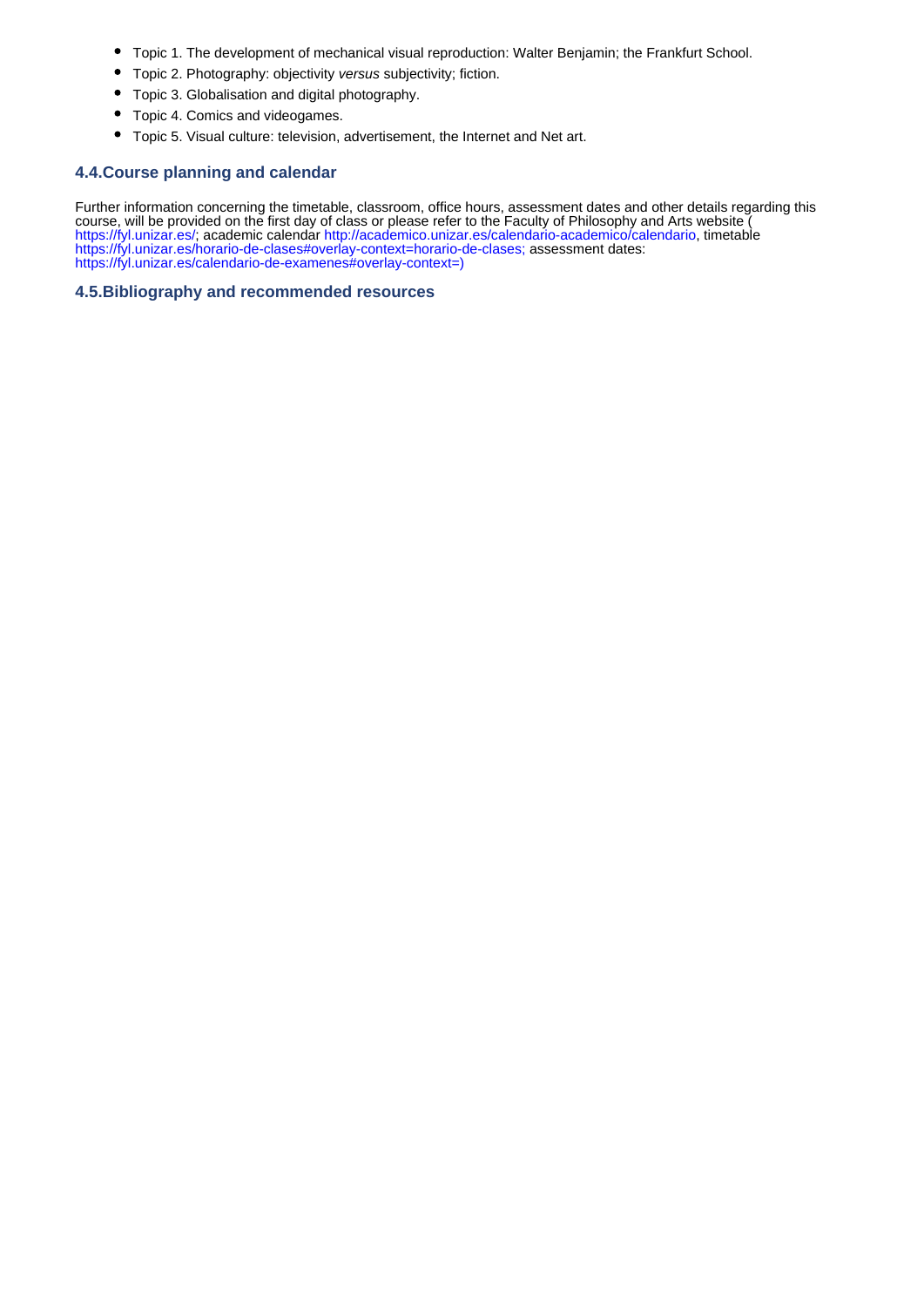- Topic 1. The development of mechanical visual reproduction: Walter Benjamin; the Frankfurt School.
- Topic 2. Photography: objectivity *versus* subjectivity; fiction.
- Topic 3. Globalisation and digital photography.
- Topic 4. Comics and videogames.
- Topic 5. Visual culture: television, advertisement, the Internet and Net art.

### 4.4.Course planning and calendar

Further information concerning the timetable, classroom, office hours, assessment dates and other details regarding this course, will be provided on the first day of class or please refer to the Faculty of Philosophy and Arts website ( https://fyl.unizar.es/; academic calendar http://academico.unizar.es/calendario-academico/calendario, timetable https://fyl.unizar.es/horario-de-clases#overlay-context=horario-de-clases; assessment dates: https://fyl.unizar.es/calendario-de-examenes#overlay-context=)

### 4.5.Bibliography and recommended resources